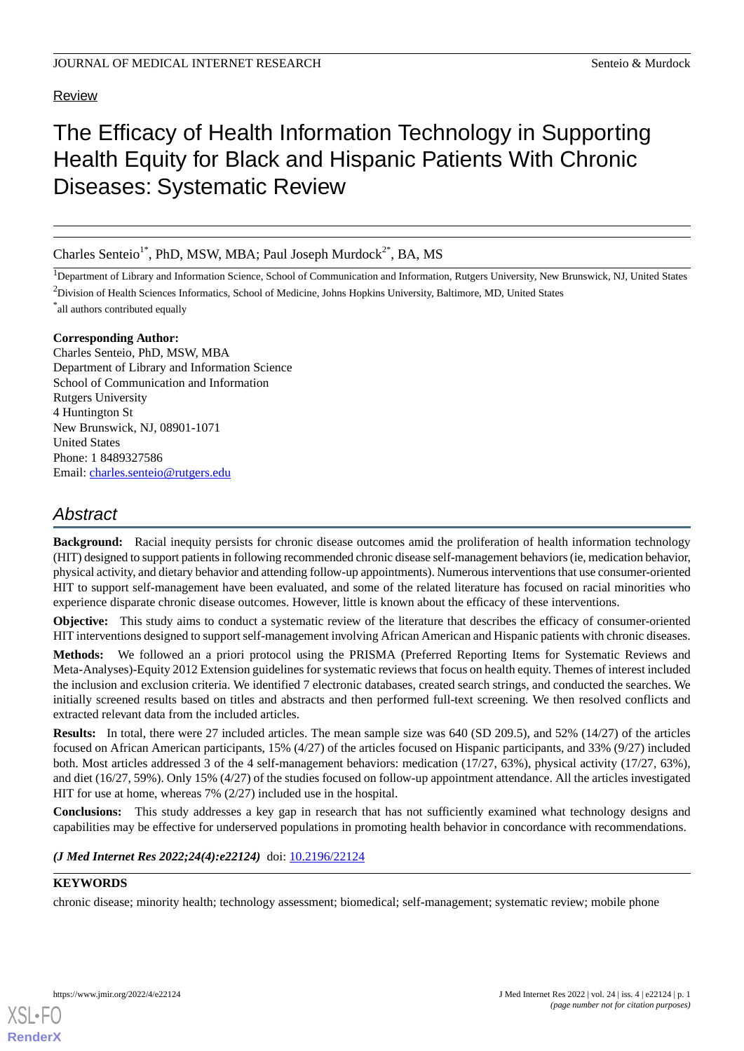Review

# The Efficacy of Health Information Technology in Supporting Health Equity for Black and Hispanic Patients With Chronic Diseases: Systematic Review

Charles Senteio[1*], PhD, MSW, MBA; Paul Joseph Murdock[2*], BA, MS

[1]Department of Library and Information Science, School of Communication and Information, Rutgers University, New Brunswick, NJ, United States

[2]Division of Health Sciences Informatics, School of Medicine, Johns Hopkins University, Baltimore, MD, United States

[*]all authors contributed equally

**Corresponding Author:**
Charles Senteio, PhD, MSW, MBA
Department of Library and Information Science
School of Communication and Information
Rutgers University
4 Huntington St
New Brunswick, NJ, 08901-1071
United States
Phone: 1 8489327586
Email: charles.senteio@rutgers.edu

## Abstract

**Background:** Racial inequity persists for chronic disease outcomes amid the proliferation of health information technology (HIT) designed to support patients in following recommended chronic disease self-management behaviors (ie, medication behavior, physical activity, and dietary behavior and attending follow-up appointments). Numerous interventions that use consumer-oriented HIT to support self-management have been evaluated, and some of the related literature has focused on racial minorities who experience disparate chronic disease outcomes. However, little is known about the efficacy of these interventions.

**Objective:** This study aims to conduct a systematic review of the literature that describes the efficacy of consumer-oriented HIT interventions designed to support self-management involving African American and Hispanic patients with chronic diseases.

**Methods:** We followed an a priori protocol using the PRISMA (Preferred Reporting Items for Systematic Reviews and Meta-Analyses)-Equity 2012 Extension guidelines for systematic reviews that focus on health equity. Themes of interest included the inclusion and exclusion criteria. We identified 7 electronic databases, created search strings, and conducted the searches. We initially screened results based on titles and abstracts and then performed full-text screening. We then resolved conflicts and extracted relevant data from the included articles.

**Results:** In total, there were 27 included articles. The mean sample size was 640 (SD 209.5), and 52% (14/27) of the articles focused on African American participants, 15% (4/27) of the articles focused on Hispanic participants, and 33% (9/27) included both. Most articles addressed 3 of the 4 self-management behaviors: medication (17/27, 63%), physical activity (17/27, 63%), and diet (16/27, 59%). Only 15% (4/27) of the studies focused on follow-up appointment attendance. All the articles investigated HIT for use at home, whereas 7% (2/27) included use in the hospital.

**Conclusions:** This study addresses a key gap in research that has not sufficiently examined what technology designs and capabilities may be effective for underserved populations in promoting health behavior in concordance with recommendations.

*(J Med Internet Res 2022;24(4):e22124)* doi: 10.2196/22124

**KEYWORDS**

chronic disease; minority health; technology assessment; biomedical; self-management; systematic review; mobile phone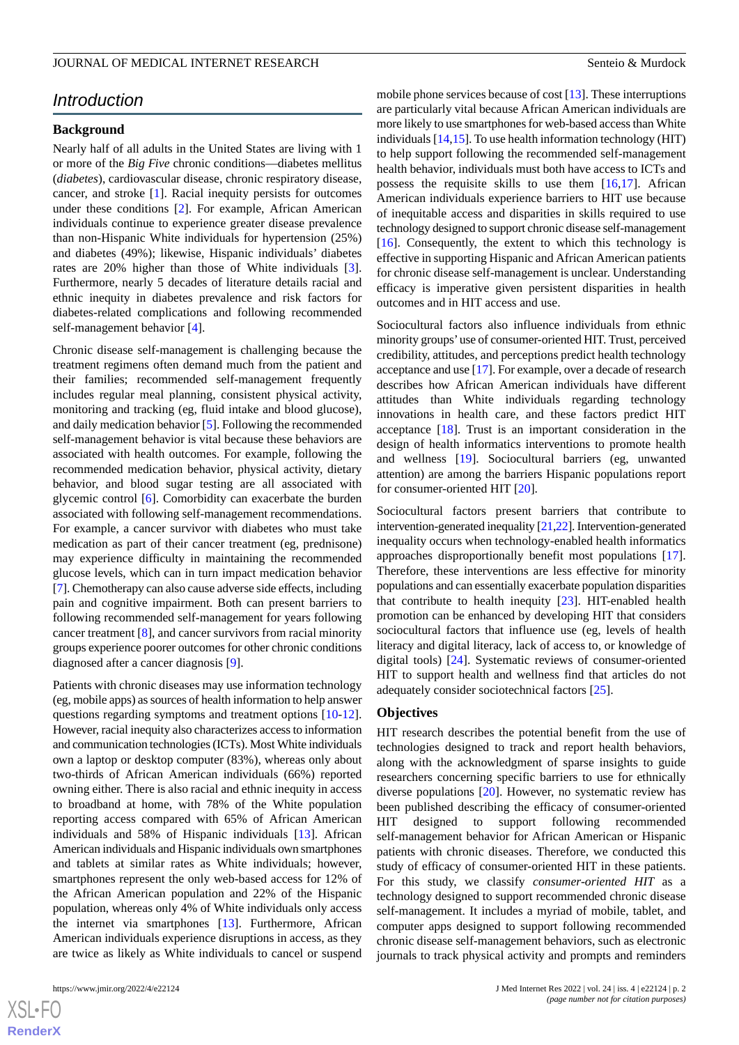## Introduction

### Background

Nearly half of all adults in the United States are living with 1 or more of the *Big Five* chronic conditions—diabetes mellitus (*diabetes*), cardiovascular disease, chronic respiratory disease, cancer, and stroke [1]. Racial inequity persists for outcomes under these conditions [2]. For example, African American individuals continue to experience greater disease prevalence than non-Hispanic White individuals for hypertension (25%) and diabetes (49%); likewise, Hispanic individuals' diabetes rates are 20% higher than those of White individuals [3]. Furthermore, nearly 5 decades of literature details racial and ethnic inequity in diabetes prevalence and risk factors for diabetes-related complications and following recommended self-management behavior [4].

Chronic disease self-management is challenging because the treatment regimens often demand much from the patient and their families; recommended self-management frequently includes regular meal planning, consistent physical activity, monitoring and tracking (eg, fluid intake and blood glucose), and daily medication behavior [5]. Following the recommended self-management behavior is vital because these behaviors are associated with health outcomes. For example, following the recommended medication behavior, physical activity, dietary behavior, and blood sugar testing are all associated with glycemic control [6]. Comorbidity can exacerbate the burden associated with following self-management recommendations. For example, a cancer survivor with diabetes who must take medication as part of their cancer treatment (eg, prednisone) may experience difficulty in maintaining the recommended glucose levels, which can in turn impact medication behavior [7]. Chemotherapy can also cause adverse side effects, including pain and cognitive impairment. Both can present barriers to following recommended self-management for years following cancer treatment [8], and cancer survivors from racial minority groups experience poorer outcomes for other chronic conditions diagnosed after a cancer diagnosis [9].

Patients with chronic diseases may use information technology (eg, mobile apps) as sources of health information to help answer questions regarding symptoms and treatment options [10-12]. However, racial inequity also characterizes access to information and communication technologies (ICTs). Most White individuals own a laptop or desktop computer (83%), whereas only about two-thirds of African American individuals (66%) reported owning either. There is also racial and ethnic inequity in access to broadband at home, with 78% of the White population reporting access compared with 65% of African American individuals and 58% of Hispanic individuals [13]. African American individuals and Hispanic individuals own smartphones and tablets at similar rates as White individuals; however, smartphones represent the only web-based access for 12% of the African American population and 22% of the Hispanic population, whereas only 4% of White individuals only access the internet via smartphones [13]. Furthermore, African American individuals experience disruptions in access, as they are twice as likely as White individuals to cancel or suspend mobile phone services because of cost [13]. These interruptions are particularly vital because African American individuals are more likely to use smartphones for web-based access than White individuals [14,15]. To use health information technology (HIT) to help support following the recommended self-management health behavior, individuals must both have access to ICTs and possess the requisite skills to use them [16,17]. African American individuals experience barriers to HIT use because of inequitable access and disparities in skills required to use technology designed to support chronic disease self-management [16]. Consequently, the extent to which this technology is effective in supporting Hispanic and African American patients for chronic disease self-management is unclear. Understanding efficacy is imperative given persistent disparities in health outcomes and in HIT access and use.

Sociocultural factors also influence individuals from ethnic minority groups' use of consumer-oriented HIT. Trust, perceived credibility, attitudes, and perceptions predict health technology acceptance and use [17]. For example, over a decade of research describes how African American individuals have different attitudes than White individuals regarding technology innovations in health care, and these factors predict HIT acceptance [18]. Trust is an important consideration in the design of health informatics interventions to promote health and wellness [19]. Sociocultural barriers (eg, unwanted attention) are among the barriers Hispanic populations report for consumer-oriented HIT [20].

Sociocultural factors present barriers that contribute to intervention-generated inequality [21,22]. Intervention-generated inequality occurs when technology-enabled health informatics approaches disproportionally benefit most populations [17]. Therefore, these interventions are less effective for minority populations and can essentially exacerbate population disparities that contribute to health inequity [23]. HIT-enabled health promotion can be enhanced by developing HIT that considers sociocultural factors that influence use (eg, levels of health literacy and digital literacy, lack of access to, or knowledge of digital tools) [24]. Systematic reviews of consumer-oriented HIT to support health and wellness find that articles do not adequately consider sociotechnical factors [25].

### Objectives

HIT research describes the potential benefit from the use of technologies designed to track and report health behaviors, along with the acknowledgment of sparse insights to guide researchers concerning specific barriers to use for ethnically diverse populations [20]. However, no systematic review has been published describing the efficacy of consumer-oriented HIT designed to support following recommended self-management behavior for African American or Hispanic patients with chronic diseases. Therefore, we conducted this study of efficacy of consumer-oriented HIT in these patients. For this study, we classify *consumer-oriented HIT* as a technology designed to support recommended chronic disease self-management. It includes a myriad of mobile, tablet, and computer apps designed to support following recommended chronic disease self-management behaviors, such as electronic journals to track physical activity and prompts and reminders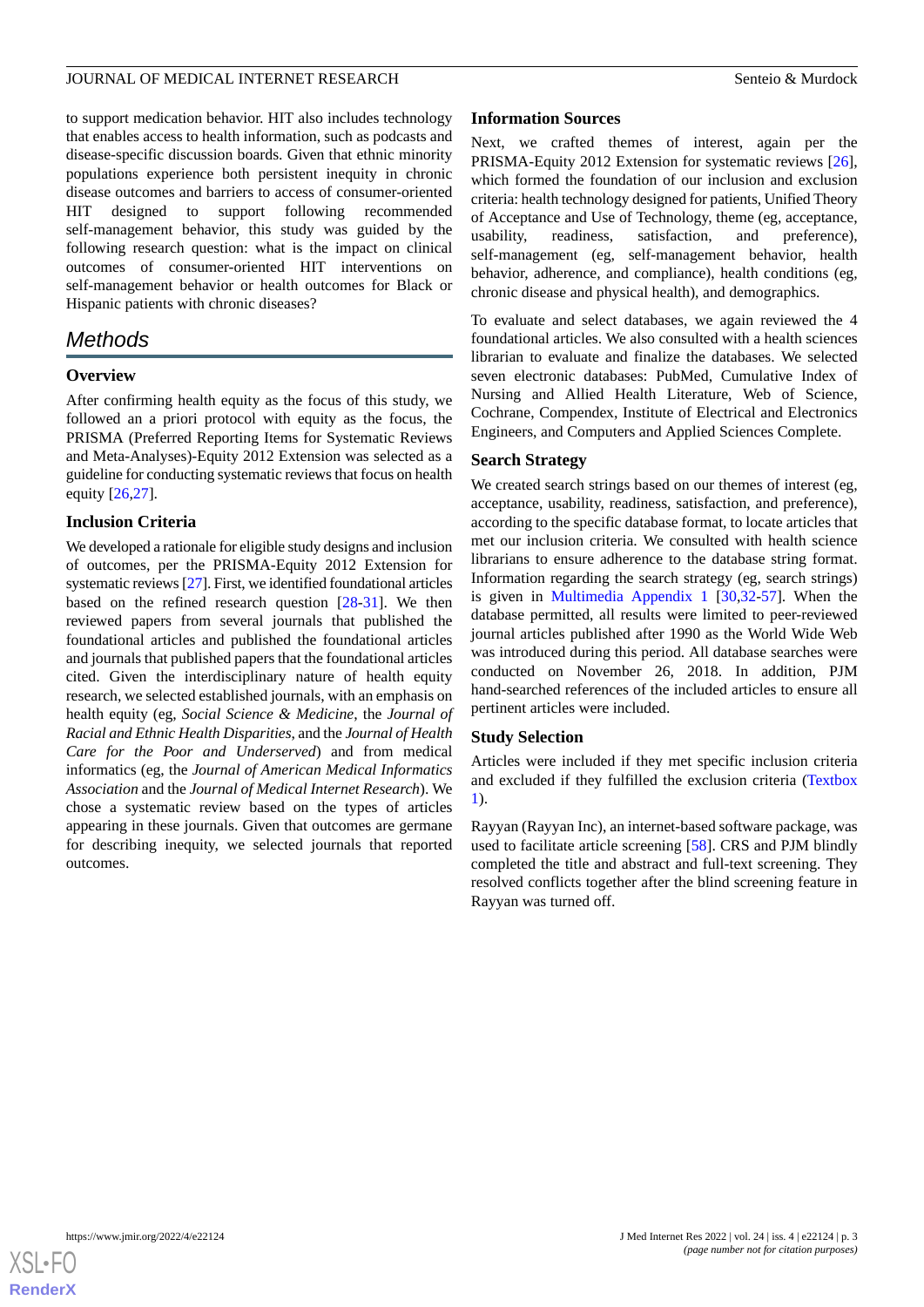to support medication behavior. HIT also includes technology that enables access to health information, such as podcasts and disease-specific discussion boards. Given that ethnic minority populations experience both persistent inequity in chronic disease outcomes and barriers to access of consumer-oriented HIT designed to support following recommended self-management behavior, this study was guided by the following research question: what is the impact on clinical outcomes of consumer-oriented HIT interventions on self-management behavior or health outcomes for Black or Hispanic patients with chronic diseases?

## Methods

### Overview

After confirming health equity as the focus of this study, we followed an a priori protocol with equity as the focus, the PRISMA (Preferred Reporting Items for Systematic Reviews and Meta-Analyses)-Equity 2012 Extension was selected as a guideline for conducting systematic reviews that focus on health equity [26,27].

### Inclusion Criteria

We developed a rationale for eligible study designs and inclusion of outcomes, per the PRISMA-Equity 2012 Extension for systematic reviews [27]. First, we identified foundational articles based on the refined research question [28-31]. We then reviewed papers from several journals that published the foundational articles and published the foundational articles and journals that published papers that the foundational articles cited. Given the interdisciplinary nature of health equity research, we selected established journals, with an emphasis on health equity (eg, *Social Science & Medicine*, the *Journal of Racial and Ethnic Health Disparities*, and the *Journal of Health Care for the Poor and Underserved*) and from medical informatics (eg, the *Journal of American Medical Informatics Association* and the *Journal of Medical Internet Research*). We chose a systematic review based on the types of articles appearing in these journals. Given that outcomes are germane for describing inequity, we selected journals that reported outcomes.

### Information Sources

Next, we crafted themes of interest, again per the PRISMA-Equity 2012 Extension for systematic reviews [26], which formed the foundation of our inclusion and exclusion criteria: health technology designed for patients, Unified Theory of Acceptance and Use of Technology, theme (eg, acceptance, usability, readiness, satisfaction, and preference), self-management (eg, self-management behavior, health behavior, adherence, and compliance), health conditions (eg, chronic disease and physical health), and demographics.

To evaluate and select databases, we again reviewed the 4 foundational articles. We also consulted with a health sciences librarian to evaluate and finalize the databases. We selected seven electronic databases: PubMed, Cumulative Index of Nursing and Allied Health Literature, Web of Science, Cochrane, Compendex, Institute of Electrical and Electronics Engineers, and Computers and Applied Sciences Complete.

### Search Strategy

We created search strings based on our themes of interest (eg, acceptance, usability, readiness, satisfaction, and preference), according to the specific database format, to locate articles that met our inclusion criteria. We consulted with health science librarians to ensure adherence to the database string format. Information regarding the search strategy (eg, search strings) is given in Multimedia Appendix 1 [30,32-57]. When the database permitted, all results were limited to peer-reviewed journal articles published after 1990 as the World Wide Web was introduced during this period. All database searches were conducted on November 26, 2018. In addition, PJM hand-searched references of the included articles to ensure all pertinent articles were included.

### Study Selection

Articles were included if they met specific inclusion criteria and excluded if they fulfilled the exclusion criteria (Textbox 1).

Rayyan (Rayyan Inc), an internet-based software package, was used to facilitate article screening [58]. CRS and PJM blindly completed the title and abstract and full-text screening. They resolved conflicts together after the blind screening feature in Rayyan was turned off.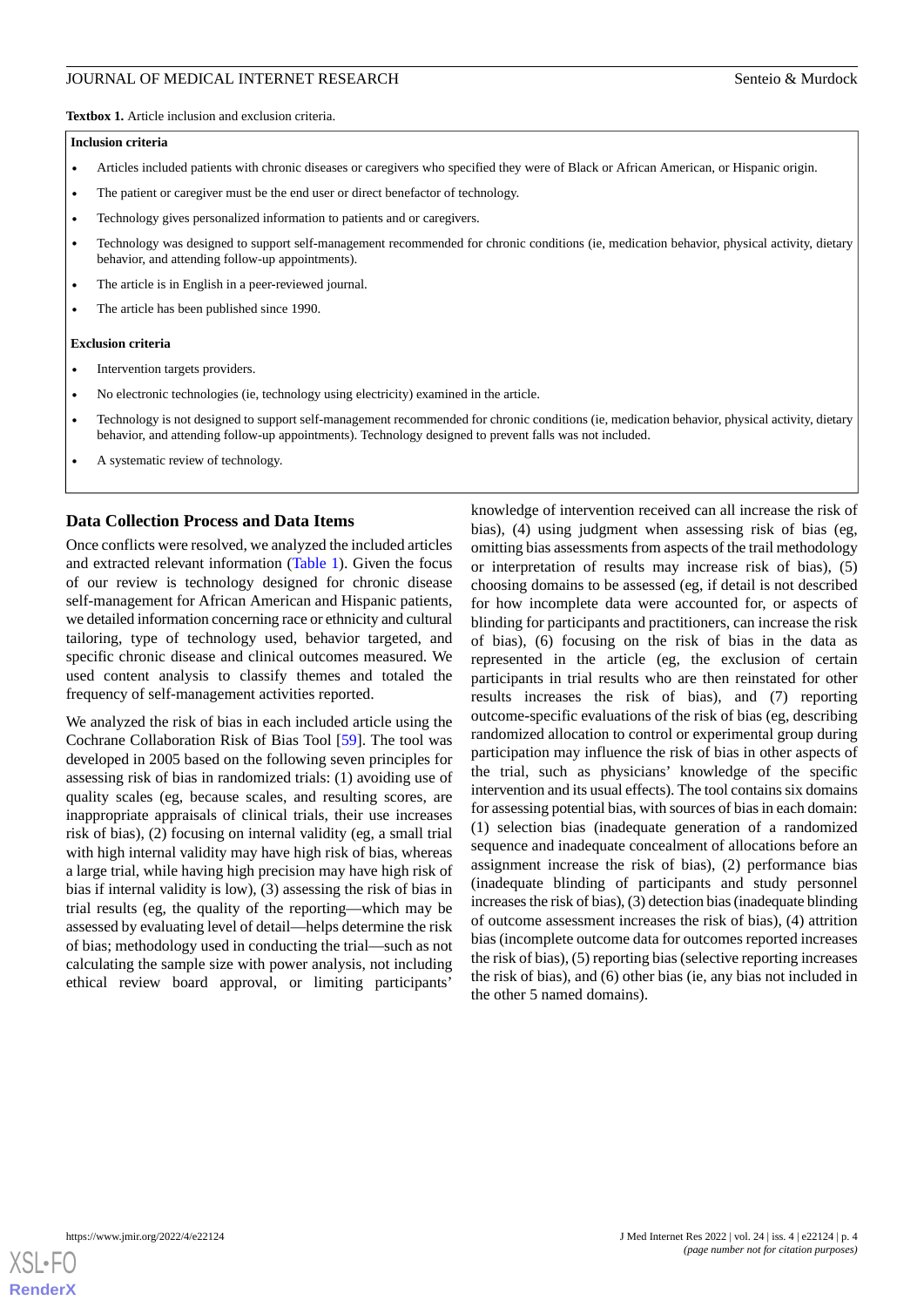**Textbox 1.** Article inclusion and exclusion criteria.

**Inclusion criteria**

- Articles included patients with chronic diseases or caregivers who specified they were of Black or African American, or Hispanic origin.
- The patient or caregiver must be the end user or direct benefactor of technology.
- Technology gives personalized information to patients and or caregivers.
- Technology was designed to support self-management recommended for chronic conditions (ie, medication behavior, physical activity, dietary behavior, and attending follow-up appointments).
- The article is in English in a peer-reviewed journal.
- The article has been published since 1990.

**Exclusion criteria**

- Intervention targets providers.
- No electronic technologies (ie, technology using electricity) examined in the article.
- Technology is not designed to support self-management recommended for chronic conditions (ie, medication behavior, physical activity, dietary behavior, and attending follow-up appointments). Technology designed to prevent falls was not included.
- A systematic review of technology.

## Data Collection Process and Data Items

Once conflicts were resolved, we analyzed the included articles and extracted relevant information (Table 1). Given the focus of our review is technology designed for chronic disease self-management for African American and Hispanic patients, we detailed information concerning race or ethnicity and cultural tailoring, type of technology used, behavior targeted, and specific chronic disease and clinical outcomes measured. We used content analysis to classify themes and totaled the frequency of self-management activities reported.

We analyzed the risk of bias in each included article using the Cochrane Collaboration Risk of Bias Tool [59]. The tool was developed in 2005 based on the following seven principles for assessing risk of bias in randomized trials: (1) avoiding use of quality scales (eg, because scales, and resulting scores, are inappropriate appraisals of clinical trials, their use increases risk of bias), (2) focusing on internal validity (eg, a small trial with high internal validity may have high risk of bias, whereas a large trial, while having high precision may have high risk of bias if internal validity is low), (3) assessing the risk of bias in trial results (eg, the quality of the reporting—which may be assessed by evaluating level of detail—helps determine the risk of bias; methodology used in conducting the trial—such as not calculating the sample size with power analysis, not including ethical review board approval, or limiting participants' knowledge of intervention received can all increase the risk of bias), (4) using judgment when assessing risk of bias (eg, omitting bias assessments from aspects of the trail methodology or interpretation of results may increase risk of bias), (5) choosing domains to be assessed (eg, if detail is not described for how incomplete data were accounted for, or aspects of blinding for participants and practitioners, can increase the risk of bias), (6) focusing on the risk of bias in the data as represented in the article (eg, the exclusion of certain participants in trial results who are then reinstated for other results increases the risk of bias), and (7) reporting outcome-specific evaluations of the risk of bias (eg, describing randomized allocation to control or experimental group during participation may influence the risk of bias in other aspects of the trial, such as physicians' knowledge of the specific intervention and its usual effects). The tool contains six domains for assessing potential bias, with sources of bias in each domain: (1) selection bias (inadequate generation of a randomized sequence and inadequate concealment of allocations before an assignment increase the risk of bias), (2) performance bias (inadequate blinding of participants and study personnel increases the risk of bias), (3) detection bias (inadequate blinding of outcome assessment increases the risk of bias), (4) attrition bias (incomplete outcome data for outcomes reported increases the risk of bias), (5) reporting bias (selective reporting increases the risk of bias), and (6) other bias (ie, any bias not included in the other 5 named domains).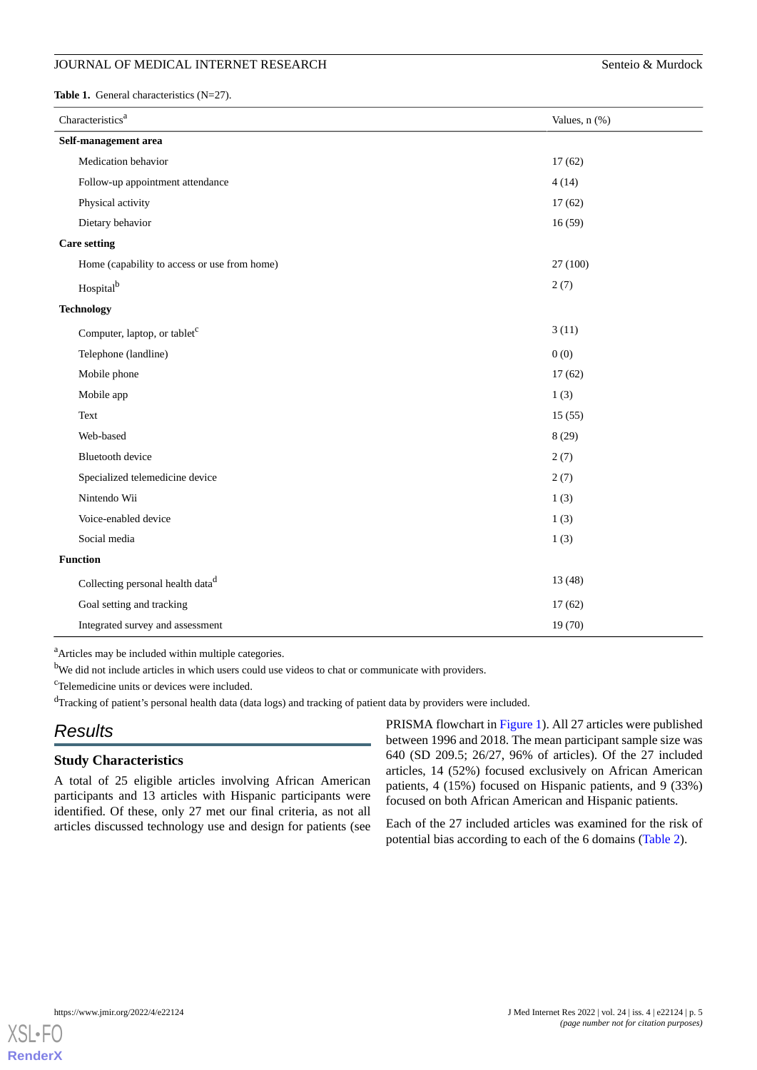**Table 1.** General characteristics (N=27).

| Characteristics[a] | Values, n (%) |
|---|---|
| **Self-management area** | |
| Medication behavior | 17 (62) |
| Follow-up appointment attendance | 4 (14) |
| Physical activity | 17 (62) |
| Dietary behavior | 16 (59) |
| **Care setting** | |
| Home (capability to access or use from home) | 27 (100) |
| Hospital[b] | 2 (7) |
| **Technology** | |
| Computer, laptop, or tablet[c] | 3 (11) |
| Telephone (landline) | 0 (0) |
| Mobile phone | 17 (62) |
| Mobile app | 1 (3) |
| Text | 15 (55) |
| Web-based | 8 (29) |
| Bluetooth device | 2 (7) |
| Specialized telemedicine device | 2 (7) |
| Nintendo Wii | 1 (3) |
| Voice-enabled device | 1 (3) |
| Social media | 1 (3) |
| **Function** | |
| Collecting personal health data[d] | 13 (48) |
| Goal setting and tracking | 17 (62) |
| Integrated survey and assessment | 19 (70) |

[a]Articles may be included within multiple categories.

[b]We did not include articles in which users could use videos to chat or communicate with providers.

[c]Telemedicine units or devices were included.

[d]Tracking of patient's personal health data (data logs) and tracking of patient data by providers were included.

## Results

### Study Characteristics

A total of 25 eligible articles involving African American participants and 13 articles with Hispanic participants were identified. Of these, only 27 met our final criteria, as not all articles discussed technology use and design for patients (see PRISMA flowchart in Figure 1). All 27 articles were published between 1996 and 2018. The mean participant sample size was 640 (SD 209.5; 26/27, 96% of articles). Of the 27 included articles, 14 (52%) focused exclusively on African American patients, 4 (15%) focused on Hispanic patients, and 9 (33%) focused on both African American and Hispanic patients.

Each of the 27 included articles was examined for the risk of potential bias according to each of the 6 domains (Table 2).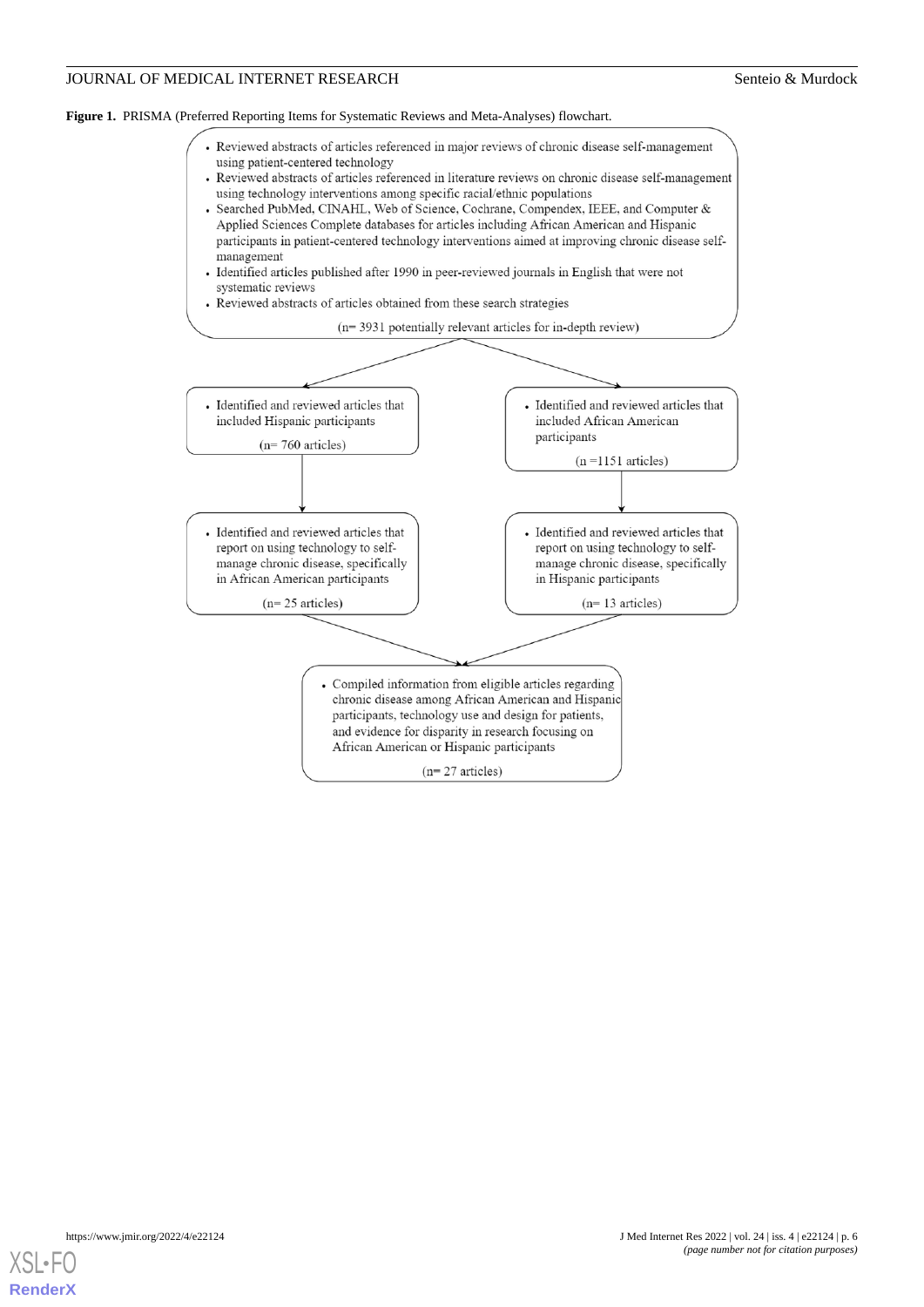**Figure 1.** PRISMA (Preferred Reporting Items for Systematic Reviews and Meta-Analyses) flowchart.

- Reviewed abstracts of articles referenced in major reviews of chronic disease self-management using patient-centered technology
- Reviewed abstracts of articles referenced in literature reviews on chronic disease self-management using technology interventions among specific racial/ethnic populations
- Searched PubMed, CINAHL, Web of Science, Cochrane, Compendex, IEEE, and Computer & Applied Sciences Complete databases for articles including African American and Hispanic participants in patient-centered technology interventions aimed at improving chronic disease self-management
- Identified articles published after 1990 in peer-reviewed journals in English that were not systematic reviews
- Reviewed abstracts of articles obtained from these search strategies

(n= 3931 potentially relevant articles for in-depth review)

- Identified and reviewed articles that included Hispanic participants

(n= 760 articles)

- Identified and reviewed articles that included African American participants

(n =1151 articles)

- Identified and reviewed articles that report on using technology to self-manage chronic disease, specifically in African American participants

(n= 25 articles)

- Identified and reviewed articles that report on using technology to self-manage chronic disease, specifically in Hispanic participants

(n= 13 articles)

- Compiled information from eligible articles regarding chronic disease among African American and Hispanic participants, technology use and design for patients, and evidence for disparity in research focusing on African American or Hispanic participants

(n= 27 articles)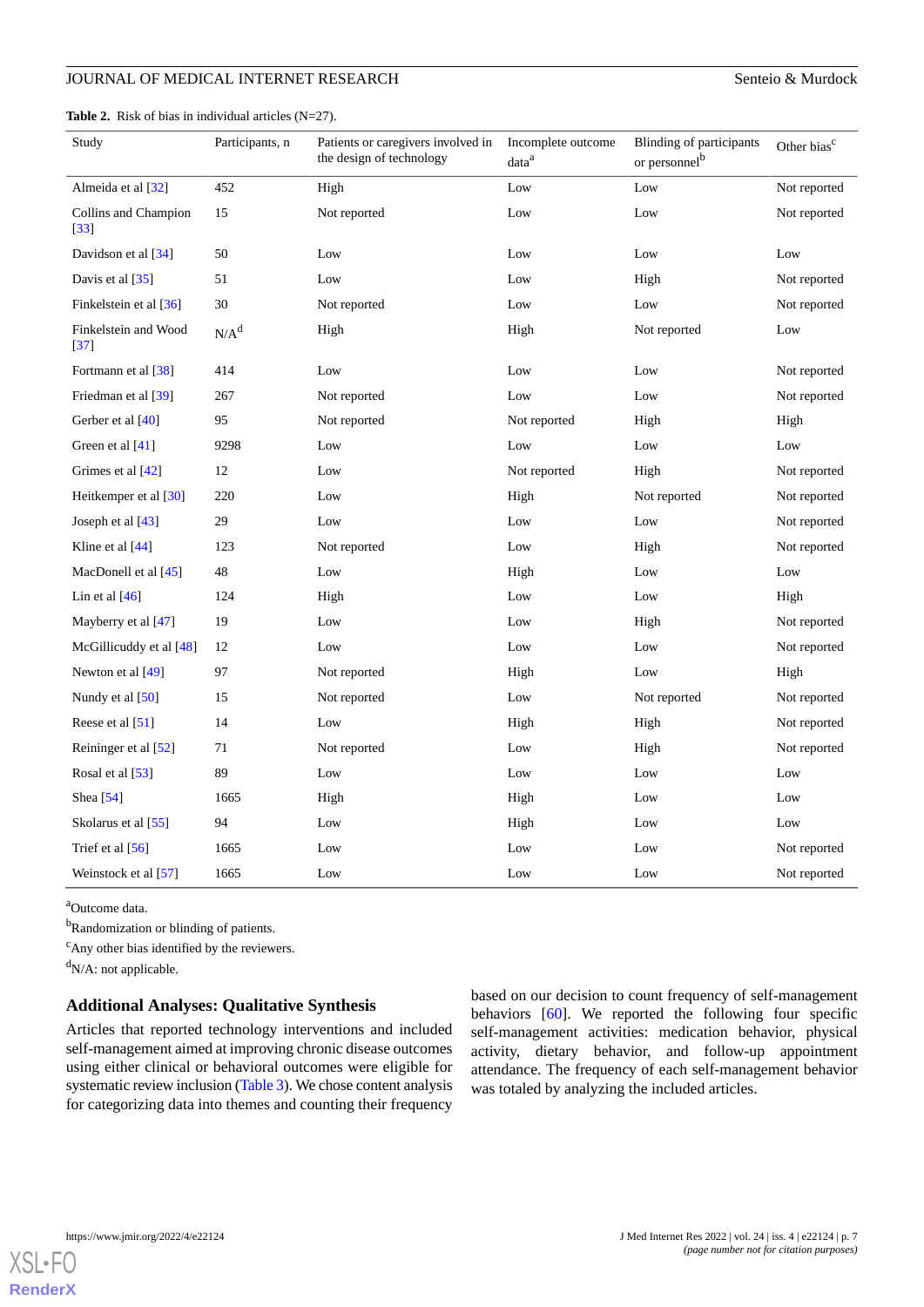**Table 2.** Risk of bias in individual articles (N=27).

| Study | Participants, n | Patients or caregivers involved in the design of technology | Incomplete outcome data[a] | Blinding of participants or personnel[b] | Other bias[c] |
|---|---|---|---|---|---|
| Almeida et al [32] | 452 | High | Low | Low | Not reported |
| Collins and Champion [33] | 15 | Not reported | Low | Low | Not reported |
| Davidson et al [34] | 50 | Low | Low | Low | Low |
| Davis et al [35] | 51 | Low | Low | High | Not reported |
| Finkelstein et al [36] | 30 | Not reported | Low | Low | Not reported |
| Finkelstein and Wood [37] | N/A[d] | High | High | Not reported | Low |
| Fortmann et al [38] | 414 | Low | Low | Low | Not reported |
| Friedman et al [39] | 267 | Not reported | Low | Low | Not reported |
| Gerber et al [40] | 95 | Not reported | Not reported | High | High |
| Green et al [41] | 9298 | Low | Low | Low | Low |
| Grimes et al [42] | 12 | Low | Not reported | High | Not reported |
| Heitkemper et al [30] | 220 | Low | High | Not reported | Not reported |
| Joseph et al [43] | 29 | Low | Low | Low | Not reported |
| Kline et al [44] | 123 | Not reported | Low | High | Not reported |
| MacDonell et al [45] | 48 | Low | High | Low | Low |
| Lin et al [46] | 124 | High | Low | Low | High |
| Mayberry et al [47] | 19 | Low | Low | High | Not reported |
| McGillicuddy et al [48] | 12 | Low | Low | Low | Not reported |
| Newton et al [49] | 97 | Not reported | High | Low | High |
| Nundy et al [50] | 15 | Not reported | Low | Not reported | Not reported |
| Reese et al [51] | 14 | Low | High | High | Not reported |
| Reininger et al [52] | 71 | Not reported | Low | High | Not reported |
| Rosal et al [53] | 89 | Low | Low | Low | Low |
| Shea [54] | 1665 | High | High | Low | Low |
| Skolarus et al [55] | 94 | Low | High | Low | Low |
| Trief et al [56] | 1665 | Low | Low | Low | Not reported |
| Weinstock et al [57] | 1665 | Low | Low | Low | Not reported |

[a]Outcome data.

[b]Randomization or blinding of patients.

[c]Any other bias identified by the reviewers.

[d]N/A: not applicable.

### Additional Analyses: Qualitative Synthesis

Articles that reported technology interventions and included self-management aimed at improving chronic disease outcomes using either clinical or behavioral outcomes were eligible for systematic review inclusion (Table 3). We chose content analysis for categorizing data into themes and counting their frequency based on our decision to count frequency of self-management behaviors [60]. We reported the following four specific self-management activities: medication behavior, physical activity, dietary behavior, and follow-up appointment attendance. The frequency of each self-management behavior was totaled by analyzing the included articles.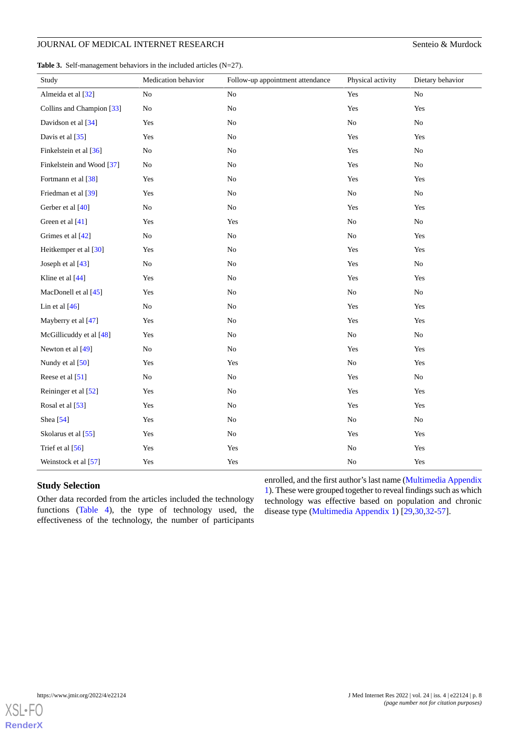**Table 3.** Self-management behaviors in the included articles (N=27).

| Study | Medication behavior | Follow-up appointment attendance | Physical activity | Dietary behavior |
|---|---|---|---|---|
| Almeida et al [32] | No | No | Yes | No |
| Collins and Champion [33] | No | No | Yes | Yes |
| Davidson et al [34] | Yes | No | No | No |
| Davis et al [35] | Yes | No | Yes | Yes |
| Finkelstein et al [36] | No | No | Yes | No |
| Finkelstein and Wood [37] | No | No | Yes | No |
| Fortmann et al [38] | Yes | No | Yes | Yes |
| Friedman et al [39] | Yes | No | No | No |
| Gerber et al [40] | No | No | Yes | Yes |
| Green et al [41] | Yes | Yes | No | No |
| Grimes et al [42] | No | No | No | Yes |
| Heitkemper et al [30] | Yes | No | Yes | Yes |
| Joseph et al [43] | No | No | Yes | No |
| Kline et al [44] | Yes | No | Yes | Yes |
| MacDonell et al [45] | Yes | No | No | No |
| Lin et al [46] | No | No | Yes | Yes |
| Mayberry et al [47] | Yes | No | Yes | Yes |
| McGillicuddy et al [48] | Yes | No | No | No |
| Newton et al [49] | No | No | Yes | Yes |
| Nundy et al [50] | Yes | Yes | No | Yes |
| Reese et al [51] | No | No | Yes | No |
| Reininger et al [52] | Yes | No | Yes | Yes |
| Rosal et al [53] | Yes | No | Yes | Yes |
| Shea [54] | Yes | No | No | No |
| Skolarus et al [55] | Yes | No | Yes | Yes |
| Trief et al [56] | Yes | Yes | No | Yes |
| Weinstock et al [57] | Yes | Yes | No | Yes |

## Study Selection

Other data recorded from the articles included the technology functions (Table 4), the type of technology used, the effectiveness of the technology, the number of participants enrolled, and the first author's last name (Multimedia Appendix 1). These were grouped together to reveal findings such as which technology was effective based on population and chronic disease type (Multimedia Appendix 1) [29,30,32-57].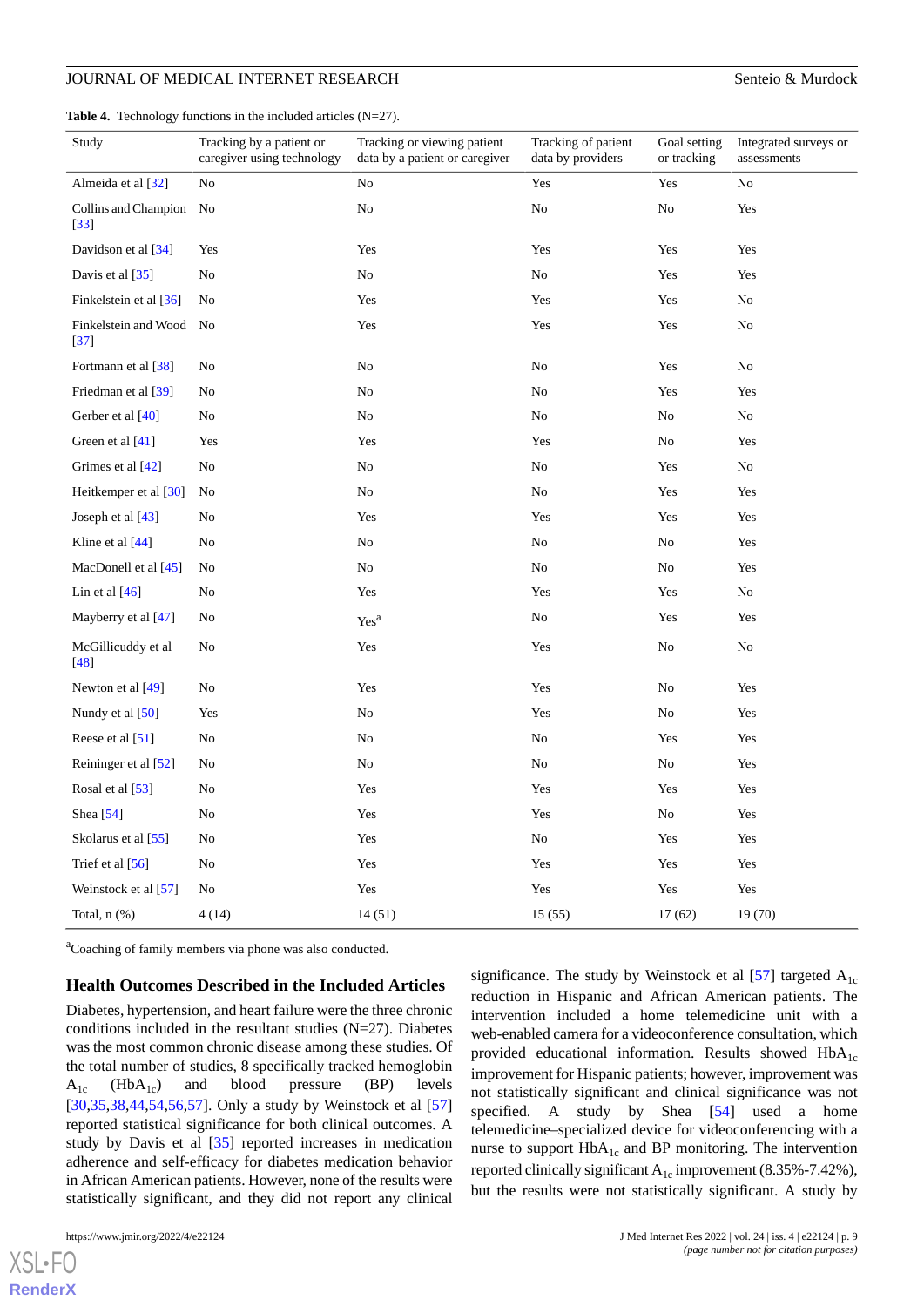**Table 4.** Technology functions in the included articles (N=27).

| Study | Tracking by a patient or caregiver using technology | Tracking or viewing patient data by a patient or caregiver | Tracking of patient data by providers | Goal setting or tracking | Integrated surveys or assessments |
|---|---|---|---|---|---|
| Almeida et al [32] | No | No | Yes | Yes | No |
| Collins and Champion [33] | No | No | No | No | Yes |
| Davidson et al [34] | Yes | Yes | Yes | Yes | Yes |
| Davis et al [35] | No | No | No | Yes | Yes |
| Finkelstein et al [36] | No | Yes | Yes | Yes | No |
| Finkelstein and Wood [37] | No | Yes | Yes | Yes | No |
| Fortmann et al [38] | No | No | No | Yes | No |
| Friedman et al [39] | No | No | No | Yes | Yes |
| Gerber et al [40] | No | No | No | No | No |
| Green et al [41] | Yes | Yes | Yes | No | Yes |
| Grimes et al [42] | No | No | No | Yes | No |
| Heitkemper et al [30] | No | No | No | Yes | Yes |
| Joseph et al [43] | No | Yes | Yes | Yes | Yes |
| Kline et al [44] | No | No | No | No | Yes |
| MacDonell et al [45] | No | No | No | No | Yes |
| Lin et al [46] | No | Yes | Yes | Yes | No |
| Mayberry et al [47] | No | Yes[a] | No | Yes | Yes |
| McGillicuddy et al [48] | No | Yes | Yes | No | No |
| Newton et al [49] | No | Yes | Yes | No | Yes |
| Nundy et al [50] | Yes | No | Yes | No | Yes |
| Reese et al [51] | No | No | No | Yes | Yes |
| Reininger et al [52] | No | No | No | No | Yes |
| Rosal et al [53] | No | Yes | Yes | Yes | Yes |
| Shea [54] | No | Yes | Yes | No | Yes |
| Skolarus et al [55] | No | Yes | No | Yes | Yes |
| Trief et al [56] | No | Yes | Yes | Yes | Yes |
| Weinstock et al [57] | No | Yes | Yes | Yes | Yes |
| Total, n (%) | 4 (14) | 14 (51) | 15 (55) | 17 (62) | 19 (70) |

[a]Coaching of family members via phone was also conducted.

## Health Outcomes Described in the Included Articles

Diabetes, hypertension, and heart failure were the three chronic conditions included in the resultant studies (N=27). Diabetes was the most common chronic disease among these studies. Of the total number of studies, 8 specifically tracked hemoglobin $A_{1c}$ ($HbA_{1c}$) and blood pressure (BP) levels [30,35,38,44,54,56,57]. Only a study by Weinstock et al [57] reported statistical significance for both clinical outcomes. A study by Davis et al [35] reported increases in medication adherence and self-efficacy for diabetes medication behavior in African American patients. However, none of the results were statistically significant, and they did not report any clinical significance. The study by Weinstock et al [57] targeted $A_{1c}$ reduction in Hispanic and African American patients. The intervention included a home telemedicine unit with a web-enabled camera for a videoconference consultation, which provided educational information. Results showed $HbA_{1c}$ improvement for Hispanic patients; however, improvement was not statistically significant and clinical significance was not specified. A study by Shea [54] used a home telemedicine–specialized device for videoconferencing with a nurse to support $HbA_{1c}$ and BP monitoring. The intervention reported clinically significant $A_{1c}$ improvement (8.35%-7.42%), but the results were not statistically significant. A study by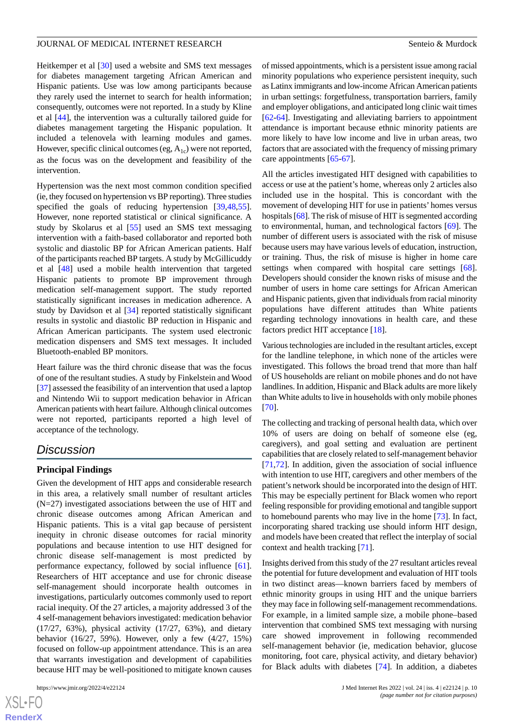Heitkemper et al [30] used a website and SMS text messages for diabetes management targeting African American and Hispanic patients. Use was low among participants because they rarely used the internet to search for health information; consequently, outcomes were not reported. In a study by Kline et al [44], the intervention was a culturally tailored guide for diabetes management targeting the Hispanic population. It included a telenovela with learning modules and games. However, specific clinical outcomes (eg, $A_{1c}$) were not reported, as the focus was on the development and feasibility of the intervention.

Hypertension was the next most common condition specified (ie, they focused on hypertension vs BP reporting). Three studies specified the goals of reducing hypertension [39,48,55]. However, none reported statistical or clinical significance. A study by Skolarus et al [55] used an SMS text messaging intervention with a faith-based collaborator and reported both systolic and diastolic BP for African American patients. Half of the participants reached BP targets. A study by McGillicuddy et al [48] used a mobile health intervention that targeted Hispanic patients to promote BP improvement through medication self-management support. The study reported statistically significant increases in medication adherence. A study by Davidson et al [34] reported statistically significant results in systolic and diastolic BP reduction in Hispanic and African American participants. The system used electronic medication dispensers and SMS text messages. It included Bluetooth-enabled BP monitors.

Heart failure was the third chronic disease that was the focus of one of the resultant studies. A study by Finkelstein and Wood [37] assessed the feasibility of an intervention that used a laptop and Nintendo Wii to support medication behavior in African American patients with heart failure. Although clinical outcomes were not reported, participants reported a high level of acceptance of the technology.

## Discussion

### Principal Findings

Given the development of HIT apps and considerable research in this area, a relatively small number of resultant articles (N=27) investigated associations between the use of HIT and chronic disease outcomes among African American and Hispanic patients. This is a vital gap because of persistent inequity in chronic disease outcomes for racial minority populations and because intention to use HIT designed for chronic disease self-management is most predicted by performance expectancy, followed by social influence [61]. Researchers of HIT acceptance and use for chronic disease self-management should incorporate health outcomes in investigations, particularly outcomes commonly used to report racial inequity. Of the 27 articles, a majority addressed 3 of the 4 self-management behaviors investigated: medication behavior (17/27, 63%), physical activity (17/27, 63%), and dietary behavior (16/27, 59%). However, only a few (4/27, 15%) focused on follow-up appointment attendance. This is an area that warrants investigation and development of capabilities because HIT may be well-positioned to mitigate known causes of missed appointments, which is a persistent issue among racial minority populations who experience persistent inequity, such as Latinx immigrants and low-income African American patients in urban settings: forgetfulness, transportation barriers, family and employer obligations, and anticipated long clinic wait times [62-64]. Investigating and alleviating barriers to appointment attendance is important because ethnic minority patients are more likely to have low income and live in urban areas, two factors that are associated with the frequency of missing primary care appointments [65-67].

All the articles investigated HIT designed with capabilities to access or use at the patient's home, whereas only 2 articles also included use in the hospital. This is concordant with the number of developing HIT for use in patients' homes versus hospitals [68]. The risk of misuse of HIT is segmented according to environmental, human, and technological factors [69]. The number of different users is associated with the risk of misuse because users may have various levels of education, instruction, or training. Thus, the risk of misuse is higher in home care settings when compared with hospital care settings [68]. Developers should consider the known risks of misuse and the number of users in home care settings for African American and Hispanic patients, given that individuals from racial minority populations have different attitudes than White patients regarding technology innovations in health care, and these factors predict HIT acceptance [18].

Various technologies are included in the resultant articles, except for the landline telephone, in which none of the articles were investigated. This follows the broad trend that more than half of US households are reliant on mobile phones and do not have landlines. In addition, Hispanic and Black adults are more likely than White adults to live in households with only mobile phones [70].

The collecting and tracking of personal health data, which over 10% of users are doing on behalf of someone else (eg, caregivers), and goal setting and evaluation are pertinent capabilities that are closely related to self-management behavior [71,72]. In addition, given the association of social influence with intention to use HIT, caregivers and other members of the patient's network should be incorporated into the design of HIT. This may be especially pertinent for Black women who report feeling responsible for providing emotional and tangible support to homebound parents who may live in the home [73]. In fact, incorporating shared tracking use should inform HIT design, and models have been created that reflect the interplay of social context and health tracking [71].

Insights derived from this study of the 27 resultant articles reveal the potential for future development and evaluation of HIT tools in two distinct areas—known barriers faced by members of ethnic minority groups in using HIT and the unique barriers they may face in following self-management recommendations. For example, in a limited sample size, a mobile phone–based intervention that combined SMS text messaging with nursing care showed improvement in following recommended self-management behavior (ie, medication behavior, glucose monitoring, foot care, physical activity, and dietary behavior) for Black adults with diabetes [74]. In addition, a diabetes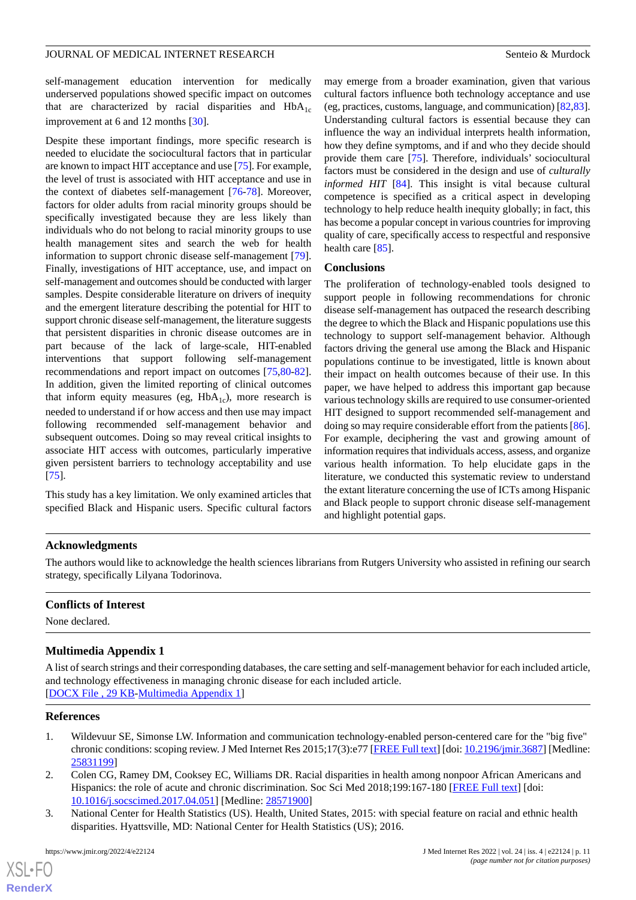self-management education intervention for medically underserved populations showed specific impact on outcomes that are characterized by racial disparities and $HbA_{1c}$ improvement at 6 and 12 months [30].

Despite these important findings, more specific research is needed to elucidate the sociocultural factors that in particular are known to impact HIT acceptance and use [75]. For example, the level of trust is associated with HIT acceptance and use in the context of diabetes self-management [76-78]. Moreover, factors for older adults from racial minority groups should be specifically investigated because they are less likely than individuals who do not belong to racial minority groups to use health management sites and search the web for health information to support chronic disease self-management [79]. Finally, investigations of HIT acceptance, use, and impact on self-management and outcomes should be conducted with larger samples. Despite considerable literature on drivers of inequity and the emergent literature describing the potential for HIT to support chronic disease self-management, the literature suggests that persistent disparities in chronic disease outcomes are in part because of the lack of large-scale, HIT-enabled interventions that support following self-management recommendations and report impact on outcomes [75,80-82]. In addition, given the limited reporting of clinical outcomes that inform equity measures (eg, $HbA_{1c}$), more research is needed to understand if or how access and then use may impact following recommended self-management behavior and subsequent outcomes. Doing so may reveal critical insights to associate HIT access with outcomes, particularly imperative given persistent barriers to technology acceptability and use [75].

This study has a key limitation. We only examined articles that specified Black and Hispanic users. Specific cultural factors may emerge from a broader examination, given that various cultural factors influence both technology acceptance and use (eg, practices, customs, language, and communication) [82,83]. Understanding cultural factors is essential because they can influence the way an individual interprets health information, how they define symptoms, and if and who they decide should provide them care [75]. Therefore, individuals' sociocultural factors must be considered in the design and use of *culturally informed HIT* [84]. This insight is vital because cultural competence is specified as a critical aspect in developing technology to help reduce health inequity globally; in fact, this has become a popular concept in various countries for improving quality of care, specifically access to respectful and responsive health care [85].

## Conclusions

The proliferation of technology-enabled tools designed to support people in following recommendations for chronic disease self-management has outpaced the research describing the degree to which the Black and Hispanic populations use this technology to support self-management behavior. Although factors driving the general use among the Black and Hispanic populations continue to be investigated, little is known about their impact on health outcomes because of their use. In this paper, we have helped to address this important gap because various technology skills are required to use consumer-oriented HIT designed to support recommended self-management and doing so may require considerable effort from the patients [86]. For example, deciphering the vast and growing amount of information requires that individuals access, assess, and organize various health information. To help elucidate gaps in the literature, we conducted this systematic review to understand the extant literature concerning the use of ICTs among Hispanic and Black people to support chronic disease self-management and highlight potential gaps.

## Acknowledgments

The authors would like to acknowledge the health sciences librarians from Rutgers University who assisted in refining our search strategy, specifically Lilyana Todorinova.

## Conflicts of Interest

None declared.

## Multimedia Appendix 1

A list of search strings and their corresponding databases, the care setting and self-management behavior for each included article, and technology effectiveness in managing chronic disease for each included article.
[DOCX File , 29 KB-Multimedia Appendix 1]

## References

1. Wildevuur SE, Simonse LW. Information and communication technology-enabled person-centered care for the "big five" chronic conditions: scoping review. J Med Internet Res 2015;17(3):e77 [FREE Full text] [doi: 10.2196/jmir.3687] [Medline: 25831199]
2. Colen CG, Ramey DM, Cooksey EC, Williams DR. Racial disparities in health among nonpoor African Americans and Hispanics: the role of acute and chronic discrimination. Soc Sci Med 2018;199:167-180 [FREE Full text] [doi: 10.1016/j.socscimed.2017.04.051] [Medline: 28571900]
3. National Center for Health Statistics (US). Health, United States, 2015: with special feature on racial and ethnic health disparities. Hyattsville, MD: National Center for Health Statistics (US); 2016.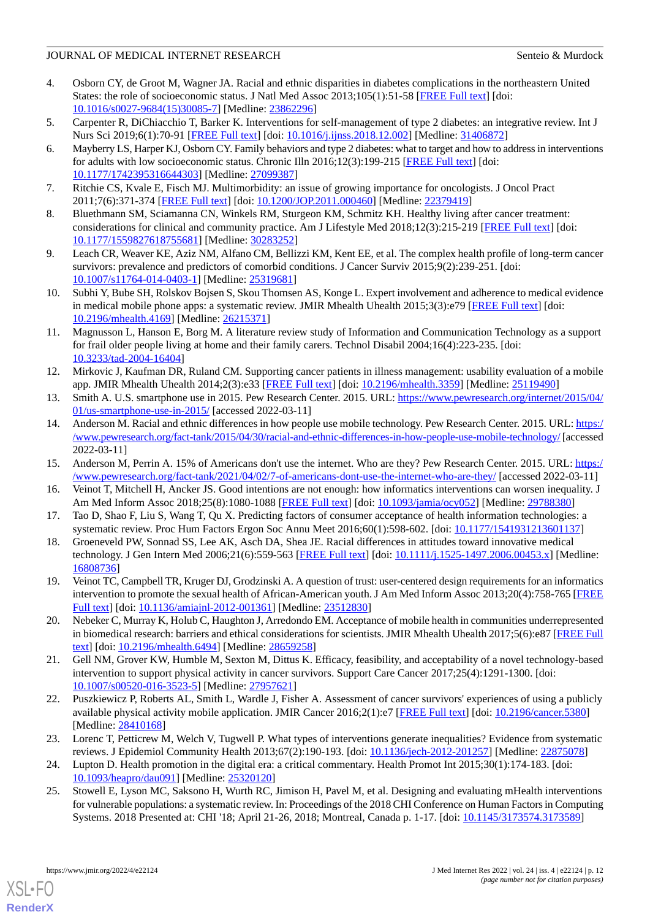4. Osborn CY, de Groot M, Wagner JA. Racial and ethnic disparities in diabetes complications in the northeastern United States: the role of socioeconomic status. J Natl Med Assoc 2013;105(1):51-58 [FREE Full text] [doi: 10.1016/s0027-9684(15)30085-7] [Medline: 23862296]
5. Carpenter R, DiChiacchio T, Barker K. Interventions for self-management of type 2 diabetes: an integrative review. Int J Nurs Sci 2019;6(1):70-91 [FREE Full text] [doi: 10.1016/j.ijnss.2018.12.002] [Medline: 31406872]
6. Mayberry LS, Harper KJ, Osborn CY. Family behaviors and type 2 diabetes: what to target and how to address in interventions for adults with low socioeconomic status. Chronic Illn 2016;12(3):199-215 [FREE Full text] [doi: 10.1177/1742395316644303] [Medline: 27099387]
7. Ritchie CS, Kvale E, Fisch MJ. Multimorbidity: an issue of growing importance for oncologists. J Oncol Pract 2011;7(6):371-374 [FREE Full text] [doi: 10.1200/JOP.2011.000460] [Medline: 22379419]
8. Bluethmann SM, Sciamanna CN, Winkels RM, Sturgeon KM, Schmitz KH. Healthy living after cancer treatment: considerations for clinical and community practice. Am J Lifestyle Med 2018;12(3):215-219 [FREE Full text] [doi: 10.1177/1559827618755681] [Medline: 30283252]
9. Leach CR, Weaver KE, Aziz NM, Alfano CM, Bellizzi KM, Kent EE, et al. The complex health profile of long-term cancer survivors: prevalence and predictors of comorbid conditions. J Cancer Surviv 2015;9(2):239-251. [doi: 10.1007/s11764-014-0403-1] [Medline: 25319681]
10. Subhi Y, Bube SH, Rolskov Bojsen S, Skou Thomsen AS, Konge L. Expert involvement and adherence to medical evidence in medical mobile phone apps: a systematic review. JMIR Mhealth Uhealth 2015;3(3):e79 [FREE Full text] [doi: 10.2196/mhealth.4169] [Medline: 26215371]
11. Magnusson L, Hanson E, Borg M. A literature review study of Information and Communication Technology as a support for frail older people living at home and their family carers. Technol Disabil 2004;16(4):223-235. [doi: 10.3233/tad-2004-16404]
12. Mirkovic J, Kaufman DR, Ruland CM. Supporting cancer patients in illness management: usability evaluation of a mobile app. JMIR Mhealth Uhealth 2014;2(3):e33 [FREE Full text] [doi: 10.2196/mhealth.3359] [Medline: 25119490]
13. Smith A. U.S. smartphone use in 2015. Pew Research Center. 2015. URL: https://www.pewresearch.org/internet/2015/04/01/us-smartphone-use-in-2015/ [accessed 2022-03-11]
14. Anderson M. Racial and ethnic differences in how people use mobile technology. Pew Research Center. 2015. URL: https://www.pewresearch.org/fact-tank/2015/04/30/racial-and-ethnic-differences-in-how-people-use-mobile-technology/ [accessed 2022-03-11]
15. Anderson M, Perrin A. 15% of Americans don't use the internet. Who are they? Pew Research Center. 2015. URL: https://www.pewresearch.org/fact-tank/2021/04/02/7-of-americans-dont-use-the-internet-who-are-they/ [accessed 2022-03-11]
16. Veinot T, Mitchell H, Ancker JS. Good intentions are not enough: how informatics interventions can worsen inequality. J Am Med Inform Assoc 2018;25(8):1080-1088 [FREE Full text] [doi: 10.1093/jamia/ocy052] [Medline: 29788380]
17. Tao D, Shao F, Liu S, Wang T, Qu X. Predicting factors of consumer acceptance of health information technologies: a systematic review. Proc Hum Factors Ergon Soc Annu Meet 2016;60(1):598-602. [doi: 10.1177/1541931213601137]
18. Groeneveld PW, Sonnad SS, Lee AK, Asch DA, Shea JE. Racial differences in attitudes toward innovative medical technology. J Gen Intern Med 2006;21(6):559-563 [FREE Full text] [doi: 10.1111/j.1525-1497.2006.00453.x] [Medline: 16808736]
19. Veinot TC, Campbell TR, Kruger DJ, Grodzinski A. A question of trust: user-centered design requirements for an informatics intervention to promote the sexual health of African-American youth. J Am Med Inform Assoc 2013;20(4):758-765 [FREE Full text] [doi: 10.1136/amiajnl-2012-001361] [Medline: 23512830]
20. Nebeker C, Murray K, Holub C, Haughton J, Arredondo EM. Acceptance of mobile health in communities underrepresented in biomedical research: barriers and ethical considerations for scientists. JMIR Mhealth Uhealth 2017;5(6):e87 [FREE Full text] [doi: 10.2196/mhealth.6494] [Medline: 28659258]
21. Gell NM, Grover KW, Humble M, Sexton M, Dittus K. Efficacy, feasibility, and acceptability of a novel technology-based intervention to support physical activity in cancer survivors. Support Care Cancer 2017;25(4):1291-1300. [doi: 10.1007/s00520-016-3523-5] [Medline: 27957621]
22. Puszkiewicz P, Roberts AL, Smith L, Wardle J, Fisher A. Assessment of cancer survivors' experiences of using a publicly available physical activity mobile application. JMIR Cancer 2016;2(1):e7 [FREE Full text] [doi: 10.2196/cancer.5380] [Medline: 28410168]
23. Lorenc T, Petticrew M, Welch V, Tugwell P. What types of interventions generate inequalities? Evidence from systematic reviews. J Epidemiol Community Health 2013;67(2):190-193. [doi: 10.1136/jech-2012-201257] [Medline: 22875078]
24. Lupton D. Health promotion in the digital era: a critical commentary. Health Promot Int 2015;30(1):174-183. [doi: 10.1093/heapro/dau091] [Medline: 25320120]
25. Stowell E, Lyson MC, Saksono H, Wurth RC, Jimison H, Pavel M, et al. Designing and evaluating mHealth interventions for vulnerable populations: a systematic review. In: Proceedings of the 2018 CHI Conference on Human Factors in Computing Systems. 2018 Presented at: CHI '18; April 21-26, 2018; Montreal, Canada p. 1-17. [doi: 10.1145/3173574.3173589]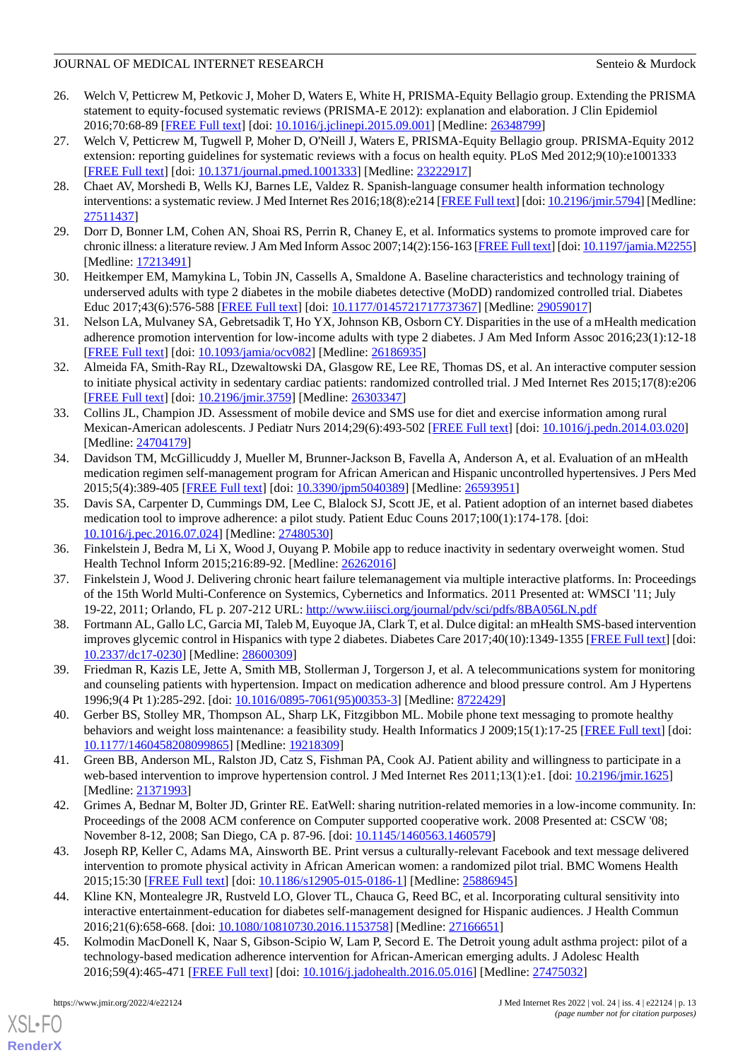26. Welch V, Petticrew M, Petkovic J, Moher D, Waters E, White H, PRISMA-Equity Bellagio group. Extending the PRISMA statement to equity-focused systematic reviews (PRISMA-E 2012): explanation and elaboration. J Clin Epidemiol 2016;70:68-89 [FREE Full text] [doi: 10.1016/j.jclinepi.2015.09.001] [Medline: 26348799]
27. Welch V, Petticrew M, Tugwell P, Moher D, O'Neill J, Waters E, PRISMA-Equity Bellagio group. PRISMA-Equity 2012 extension: reporting guidelines for systematic reviews with a focus on health equity. PLoS Med 2012;9(10):e1001333 [FREE Full text] [doi: 10.1371/journal.pmed.1001333] [Medline: 23222917]
28. Chaet AV, Morshedi B, Wells KJ, Barnes LE, Valdez R. Spanish-language consumer health information technology interventions: a systematic review. J Med Internet Res 2016;18(8):e214 [FREE Full text] [doi: 10.2196/jmir.5794] [Medline: 27511437]
29. Dorr D, Bonner LM, Cohen AN, Shoai RS, Perrin R, Chaney E, et al. Informatics systems to promote improved care for chronic illness: a literature review. J Am Med Inform Assoc 2007;14(2):156-163 [FREE Full text] [doi: 10.1197/jamia.M2255] [Medline: 17213491]
30. Heitkemper EM, Mamykina L, Tobin JN, Cassells A, Smaldone A. Baseline characteristics and technology training of underserved adults with type 2 diabetes in the mobile diabetes detective (MoDD) randomized controlled trial. Diabetes Educ 2017;43(6):576-588 [FREE Full text] [doi: 10.1177/0145721717737367] [Medline: 29059017]
31. Nelson LA, Mulvaney SA, Gebretsadik T, Ho YX, Johnson KB, Osborn CY. Disparities in the use of a mHealth medication adherence promotion intervention for low-income adults with type 2 diabetes. J Am Med Inform Assoc 2016;23(1):12-18 [FREE Full text] [doi: 10.1093/jamia/ocv082] [Medline: 26186935]
32. Almeida FA, Smith-Ray RL, Dzewaltowski DA, Glasgow RE, Lee RE, Thomas DS, et al. An interactive computer session to initiate physical activity in sedentary cardiac patients: randomized controlled trial. J Med Internet Res 2015;17(8):e206 [FREE Full text] [doi: 10.2196/jmir.3759] [Medline: 26303347]
33. Collins JL, Champion JD. Assessment of mobile device and SMS use for diet and exercise information among rural Mexican-American adolescents. J Pediatr Nurs 2014;29(6):493-502 [FREE Full text] [doi: 10.1016/j.pedn.2014.03.020] [Medline: 24704179]
34. Davidson TM, McGillicuddy J, Mueller M, Brunner-Jackson B, Favella A, Anderson A, et al. Evaluation of an mHealth medication regimen self-management program for African American and Hispanic uncontrolled hypertensives. J Pers Med 2015;5(4):389-405 [FREE Full text] [doi: 10.3390/jpm5040389] [Medline: 26593951]
35. Davis SA, Carpenter D, Cummings DM, Lee C, Blalock SJ, Scott JE, et al. Patient adoption of an internet based diabetes medication tool to improve adherence: a pilot study. Patient Educ Couns 2017;100(1):174-178. [doi: 10.1016/j.pec.2016.07.024] [Medline: 27480530]
36. Finkelstein J, Bedra M, Li X, Wood J, Ouyang P. Mobile app to reduce inactivity in sedentary overweight women. Stud Health Technol Inform 2015;216:89-92. [Medline: 26262016]
37. Finkelstein J, Wood J. Delivering chronic heart failure telemanagement via multiple interactive platforms. In: Proceedings of the 15th World Multi-Conference on Systemics, Cybernetics and Informatics. 2011 Presented at: WMSCI '11; July 19-22, 2011; Orlando, FL p. 207-212 URL: http://www.iiisci.org/journal/pdv/sci/pdfs/8BA056LN.pdf
38. Fortmann AL, Gallo LC, Garcia MI, Taleb M, Euyoque JA, Clark T, et al. Dulce digital: an mHealth SMS-based intervention improves glycemic control in Hispanics with type 2 diabetes. Diabetes Care 2017;40(10):1349-1355 [FREE Full text] [doi: 10.2337/dc17-0230] [Medline: 28600309]
39. Friedman R, Kazis LE, Jette A, Smith MB, Stollerman J, Torgerson J, et al. A telecommunications system for monitoring and counseling patients with hypertension. Impact on medication adherence and blood pressure control. Am J Hypertens 1996;9(4 Pt 1):285-292. [doi: 10.1016/0895-7061(95)00353-3] [Medline: 8722429]
40. Gerber BS, Stolley MR, Thompson AL, Sharp LK, Fitzgibbon ML. Mobile phone text messaging to promote healthy behaviors and weight loss maintenance: a feasibility study. Health Informatics J 2009;15(1):17-25 [FREE Full text] [doi: 10.1177/1460458208099865] [Medline: 19218309]
41. Green BB, Anderson ML, Ralston JD, Catz S, Fishman PA, Cook AJ. Patient ability and willingness to participate in a web-based intervention to improve hypertension control. J Med Internet Res 2011;13(1):e1. [doi: 10.2196/jmir.1625] [Medline: 21371993]
42. Grimes A, Bednar M, Bolter JD, Grinter RE. EatWell: sharing nutrition-related memories in a low-income community. In: Proceedings of the 2008 ACM conference on Computer supported cooperative work. 2008 Presented at: CSCW '08; November 8-12, 2008; San Diego, CA p. 87-96. [doi: 10.1145/1460563.1460579]
43. Joseph RP, Keller C, Adams MA, Ainsworth BE. Print versus a culturally-relevant Facebook and text message delivered intervention to promote physical activity in African American women: a randomized pilot trial. BMC Womens Health 2015;15:30 [FREE Full text] [doi: 10.1186/s12905-015-0186-1] [Medline: 25886945]
44. Kline KN, Montealegre JR, Rustveld LO, Glover TL, Chauca G, Reed BC, et al. Incorporating cultural sensitivity into interactive entertainment-education for diabetes self-management designed for Hispanic audiences. J Health Commun 2016;21(6):658-668. [doi: 10.1080/10810730.2016.1153758] [Medline: 27166651]
45. Kolmodin MacDonell K, Naar S, Gibson-Scipio W, Lam P, Secord E. The Detroit young adult asthma project: pilot of a technology-based medication adherence intervention for African-American emerging adults. J Adolesc Health 2016;59(4):465-471 [FREE Full text] [doi: 10.1016/j.jadohealth.2016.05.016] [Medline: 27475032]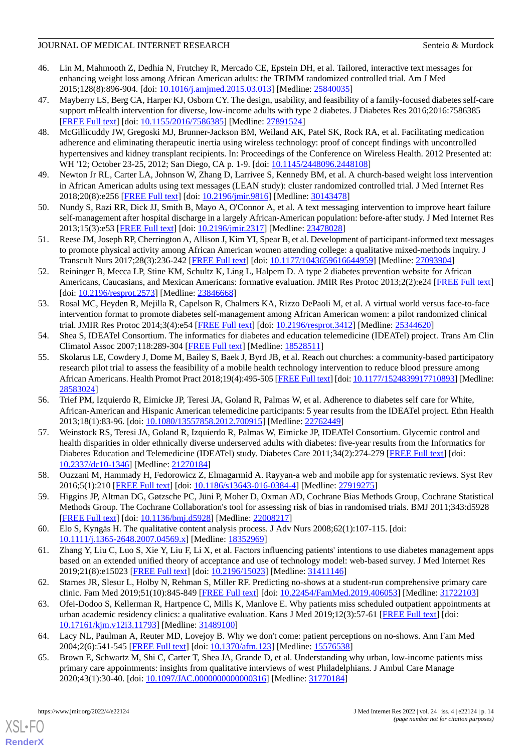46. Lin M, Mahmooth Z, Dedhia N, Frutchey R, Mercado CE, Epstein DH, et al. Tailored, interactive text messages for enhancing weight loss among African American adults: the TRIMM randomized controlled trial. Am J Med 2015;128(8):896-904. [doi: 10.1016/j.amjmed.2015.03.013] [Medline: 25840035]
47. Mayberry LS, Berg CA, Harper KJ, Osborn CY. The design, usability, and feasibility of a family-focused diabetes self-care support mHealth intervention for diverse, low-income adults with type 2 diabetes. J Diabetes Res 2016;2016:7586385 [FREE Full text] [doi: 10.1155/2016/7586385] [Medline: 27891524]
48. McGillicuddy JW, Gregoski MJ, Brunner-Jackson BM, Weiland AK, Patel SK, Rock RA, et al. Facilitating medication adherence and eliminating therapeutic inertia using wireless technology: proof of concept findings with uncontrolled hypertensives and kidney transplant recipients. In: Proceedings of the Conference on Wireless Health. 2012 Presented at: WH '12; October 23-25, 2012; San Diego, CA p. 1-9. [doi: 10.1145/2448096.2448108]
49. Newton Jr RL, Carter LA, Johnson W, Zhang D, Larrivee S, Kennedy BM, et al. A church-based weight loss intervention in African American adults using text messages (LEAN study): cluster randomized controlled trial. J Med Internet Res 2018;20(8):e256 [FREE Full text] [doi: 10.2196/jmir.9816] [Medline: 30143478]
50. Nundy S, Razi RR, Dick JJ, Smith B, Mayo A, O'Connor A, et al. A text messaging intervention to improve heart failure self-management after hospital discharge in a largely African-American population: before-after study. J Med Internet Res 2013;15(3):e53 [FREE Full text] [doi: 10.2196/jmir.2317] [Medline: 23478028]
51. Reese JM, Joseph RP, Cherrington A, Allison J, Kim YI, Spear B, et al. Development of participant-informed text messages to promote physical activity among African American women attending college: a qualitative mixed-methods inquiry. J Transcult Nurs 2017;28(3):236-242 [FREE Full text] [doi: 10.1177/1043659616644959] [Medline: 27093904]
52. Reininger B, Mecca LP, Stine KM, Schultz K, Ling L, Halpern D. A type 2 diabetes prevention website for African Americans, Caucasians, and Mexican Americans: formative evaluation. JMIR Res Protoc 2013;2(2):e24 [FREE Full text] [doi: 10.2196/resprot.2573] [Medline: 23846668]
53. Rosal MC, Heyden R, Mejilla R, Capelson R, Chalmers KA, Rizzo DePaoli M, et al. A virtual world versus face-to-face intervention format to promote diabetes self-management among African American women: a pilot randomized clinical trial. JMIR Res Protoc 2014;3(4):e54 [FREE Full text] [doi: 10.2196/resprot.3412] [Medline: 25344620]
54. Shea S, IDEATel Consortium. The informatics for diabetes and education telemedicine (IDEATel) project. Trans Am Clin Climatol Assoc 2007;118:289-304 [FREE Full text] [Medline: 18528511]
55. Skolarus LE, Cowdery J, Dome M, Bailey S, Baek J, Byrd JB, et al. Reach out churches: a community-based participatory research pilot trial to assess the feasibility of a mobile health technology intervention to reduce blood pressure among African Americans. Health Promot Pract 2018;19(4):495-505 [FREE Full text] [doi: 10.1177/1524839917710893] [Medline: 28583024]
56. Trief PM, Izquierdo R, Eimicke JP, Teresi JA, Goland R, Palmas W, et al. Adherence to diabetes self care for White, African-American and Hispanic American telemedicine participants: 5 year results from the IDEATel project. Ethn Health 2013;18(1):83-96. [doi: 10.1080/13557858.2012.700915] [Medline: 22762449]
57. Weinstock RS, Teresi JA, Goland R, Izquierdo R, Palmas W, Eimicke JP, IDEATel Consortium. Glycemic control and health disparities in older ethnically diverse underserved adults with diabetes: five-year results from the Informatics for Diabetes Education and Telemedicine (IDEATel) study. Diabetes Care 2011;34(2):274-279 [FREE Full text] [doi: 10.2337/dc10-1346] [Medline: 21270184]
58. Ouzzani M, Hammady H, Fedorowicz Z, Elmagarmid A. Rayyan-a web and mobile app for systematic reviews. Syst Rev 2016;5(1):210 [FREE Full text] [doi: 10.1186/s13643-016-0384-4] [Medline: 27919275]
59. Higgins JP, Altman DG, Gøtzsche PC, Jüni P, Moher D, Oxman AD, Cochrane Bias Methods Group, Cochrane Statistical Methods Group. The Cochrane Collaboration's tool for assessing risk of bias in randomised trials. BMJ 2011;343:d5928 [FREE Full text] [doi: 10.1136/bmj.d5928] [Medline: 22008217]
60. Elo S, Kyngäs H. The qualitative content analysis process. J Adv Nurs 2008;62(1):107-115. [doi: 10.1111/j.1365-2648.2007.04569.x] [Medline: 18352969]
61. Zhang Y, Liu C, Luo S, Xie Y, Liu F, Li X, et al. Factors influencing patients' intentions to use diabetes management apps based on an extended unified theory of acceptance and use of technology model: web-based survey. J Med Internet Res 2019;21(8):e15023 [FREE Full text] [doi: 10.2196/15023] [Medline: 31411146]
62. Starnes JR, Slesur L, Holby N, Rehman S, Miller RF. Predicting no-shows at a student-run comprehensive primary care clinic. Fam Med 2019;51(10):845-849 [FREE Full text] [doi: 10.22454/FamMed.2019.406053] [Medline: 31722103]
63. Ofei-Dodoo S, Kellerman R, Hartpence C, Mills K, Manlove E. Why patients miss scheduled outpatient appointments at urban academic residency clinics: a qualitative evaluation. Kans J Med 2019;12(3):57-61 [FREE Full text] [doi: 10.17161/kjm.v12i3.11793] [Medline: 31489100]
64. Lacy NL, Paulman A, Reuter MD, Lovejoy B. Why we don't come: patient perceptions on no-shows. Ann Fam Med 2004;2(6):541-545 [FREE Full text] [doi: 10.1370/afm.123] [Medline: 15576538]
65. Brown E, Schwartz M, Shi C, Carter T, Shea JA, Grande D, et al. Understanding why urban, low-income patients miss primary care appointments: insights from qualitative interviews of west Philadelphians. J Ambul Care Manage 2020;43(1):30-40. [doi: 10.1097/JAC.0000000000000316] [Medline: 31770184]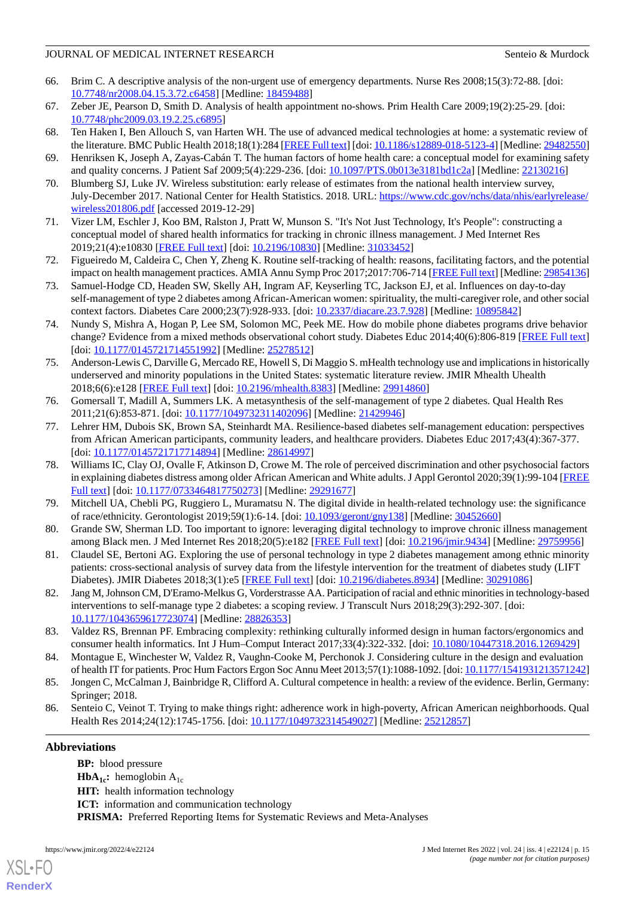66. Brim C. A descriptive analysis of the non-urgent use of emergency departments. Nurse Res 2008;15(3):72-88. [doi: 10.7748/nr2008.04.15.3.72.c6458] [Medline: 18459488]
67. Zeber JE, Pearson D, Smith D. Analysis of health appointment no-shows. Prim Health Care 2009;19(2):25-29. [doi: 10.7748/phc2009.03.19.2.25.c6895]
68. Ten Haken I, Ben Allouch S, van Harten WH. The use of advanced medical technologies at home: a systematic review of the literature. BMC Public Health 2018;18(1):284 [FREE Full text] [doi: 10.1186/s12889-018-5123-4] [Medline: 29482550]
69. Henriksen K, Joseph A, Zayas-Cabán T. The human factors of home health care: a conceptual model for examining safety and quality concerns. J Patient Saf 2009;5(4):229-236. [doi: 10.1097/PTS.0b013e3181bd1c2a] [Medline: 22130216]
70. Blumberg SJ, Luke JV. Wireless substitution: early release of estimates from the national health interview survey, July-December 2017. National Center for Health Statistics. 2018. URL: https://www.cdc.gov/nchs/data/nhis/earlyrelease/wireless201806.pdf [accessed 2019-12-29]
71. Vizer LM, Eschler J, Koo BM, Ralston J, Pratt W, Munson S. "It's Not Just Technology, It's People": constructing a conceptual model of shared health informatics for tracking in chronic illness management. J Med Internet Res 2019;21(4):e10830 [FREE Full text] [doi: 10.2196/10830] [Medline: 31033452]
72. Figueiredo M, Caldeira C, Chen Y, Zheng K. Routine self-tracking of health: reasons, facilitating factors, and the potential impact on health management practices. AMIA Annu Symp Proc 2017;2017:706-714 [FREE Full text] [Medline: 29854136]
73. Samuel-Hodge CD, Headen SW, Skelly AH, Ingram AF, Keyserling TC, Jackson EJ, et al. Influences on day-to-day self-management of type 2 diabetes among African-American women: spirituality, the multi-caregiver role, and other social context factors. Diabetes Care 2000;23(7):928-933. [doi: 10.2337/diacare.23.7.928] [Medline: 10895842]
74. Nundy S, Mishra A, Hogan P, Lee SM, Solomon MC, Peek ME. How do mobile phone diabetes programs drive behavior change? Evidence from a mixed methods observational cohort study. Diabetes Educ 2014;40(6):806-819 [FREE Full text] [doi: 10.1177/0145721714551992] [Medline: 25278512]
75. Anderson-Lewis C, Darville G, Mercado RE, Howell S, Di Maggio S. mHealth technology use and implications in historically underserved and minority populations in the United States: systematic literature review. JMIR Mhealth Uhealth 2018;6(6):e128 [FREE Full text] [doi: 10.2196/mhealth.8383] [Medline: 29914860]
76. Gomersall T, Madill A, Summers LK. A metasynthesis of the self-management of type 2 diabetes. Qual Health Res 2011;21(6):853-871. [doi: 10.1177/1049732311402096] [Medline: 21429946]
77. Lehrer HM, Dubois SK, Brown SA, Steinhardt MA. Resilience-based diabetes self-management education: perspectives from African American participants, community leaders, and healthcare providers. Diabetes Educ 2017;43(4):367-377. [doi: 10.1177/0145721717714894] [Medline: 28614997]
78. Williams IC, Clay OJ, Ovalle F, Atkinson D, Crowe M. The role of perceived discrimination and other psychosocial factors in explaining diabetes distress among older African American and White adults. J Appl Gerontol 2020;39(1):99-104 [FREE Full text] [doi: 10.1177/0733464817750273] [Medline: 29291677]
79. Mitchell UA, Chebli PG, Ruggiero L, Muramatsu N. The digital divide in health-related technology use: the significance of race/ethnicity. Gerontologist 2019;59(1):6-14. [doi: 10.1093/geront/gny138] [Medline: 30452660]
80. Grande SW, Sherman LD. Too important to ignore: leveraging digital technology to improve chronic illness management among Black men. J Med Internet Res 2018;20(5):e182 [FREE Full text] [doi: 10.2196/jmir.9434] [Medline: 29759956]
81. Claudel SE, Bertoni AG. Exploring the use of personal technology in type 2 diabetes management among ethnic minority patients: cross-sectional analysis of survey data from the lifestyle intervention for the treatment of diabetes study (LIFT Diabetes). JMIR Diabetes 2018;3(1):e5 [FREE Full text] [doi: 10.2196/diabetes.8934] [Medline: 30291086]
82. Jang M, Johnson CM, D'Eramo-Melkus G, Vorderstrasse AA. Participation of racial and ethnic minorities in technology-based interventions to self-manage type 2 diabetes: a scoping review. J Transcult Nurs 2018;29(3):292-307. [doi: 10.1177/1043659617723074] [Medline: 28826353]
83. Valdez RS, Brennan PF. Embracing complexity: rethinking culturally informed design in human factors/ergonomics and consumer health informatics. Int J Hum–Comput Interact 2017;33(4):322-332. [doi: 10.1080/10447318.2016.1269429]
84. Montague E, Winchester W, Valdez R, Vaughn-Cooke M, Perchonok J. Considering culture in the design and evaluation of health IT for patients. Proc Hum Factors Ergon Soc Annu Meet 2013;57(1):1088-1092. [doi: 10.1177/1541931213571242]
85. Jongen C, McCalman J, Bainbridge R, Clifford A. Cultural competence in health: a review of the evidence. Berlin, Germany: Springer; 2018.
86. Senteio C, Veinot T. Trying to make things right: adherence work in high-poverty, African American neighborhoods. Qual Health Res 2014;24(12):1745-1756. [doi: 10.1177/1049732314549027] [Medline: 25212857]

## Abbreviations

**BP:** blood pressure
**$HbA_{1c}$:** hemoglobin $A_{1c}$
**HIT:** health information technology
**ICT:** information and communication technology
**PRISMA:** Preferred Reporting Items for Systematic Reviews and Meta-Analyses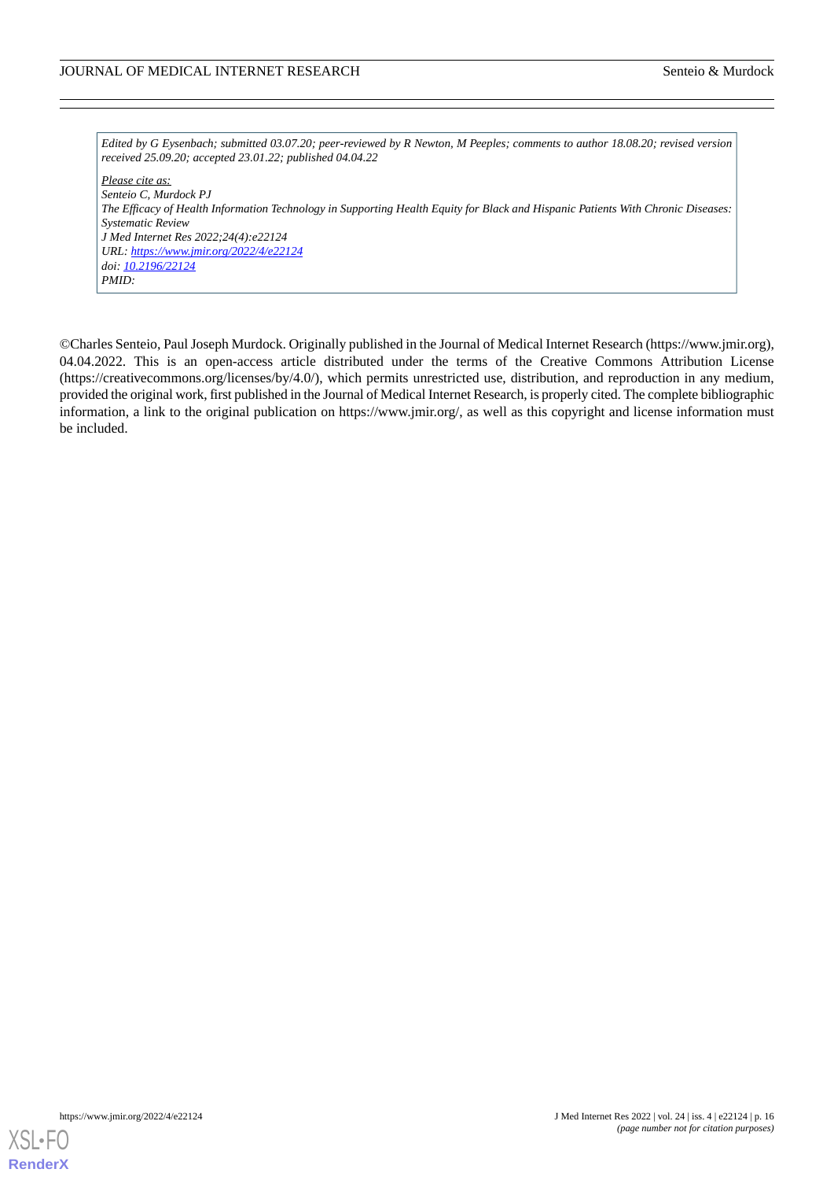*Edited by G Eysenbach; submitted 03.07.20; peer-reviewed by R Newton, M Peeples; comments to author 18.08.20; revised version received 25.09.20; accepted 23.01.22; published 04.04.22*

*Please cite as:*
*Senteio C, Murdock PJ*
*The Efficacy of Health Information Technology in Supporting Health Equity for Black and Hispanic Patients With Chronic Diseases: Systematic Review*
*J Med Internet Res 2022;24(4):e22124*
*URL: https://www.jmir.org/2022/4/e22124*
*doi: 10.2196/22124*
*PMID:*

©Charles Senteio, Paul Joseph Murdock. Originally published in the Journal of Medical Internet Research (https://www.jmir.org), 04.04.2022. This is an open-access article distributed under the terms of the Creative Commons Attribution License (https://creativecommons.org/licenses/by/4.0/), which permits unrestricted use, distribution, and reproduction in any medium, provided the original work, first published in the Journal of Medical Internet Research, is properly cited. The complete bibliographic information, a link to the original publication on https://www.jmir.org/, as well as this copyright and license information must be included.